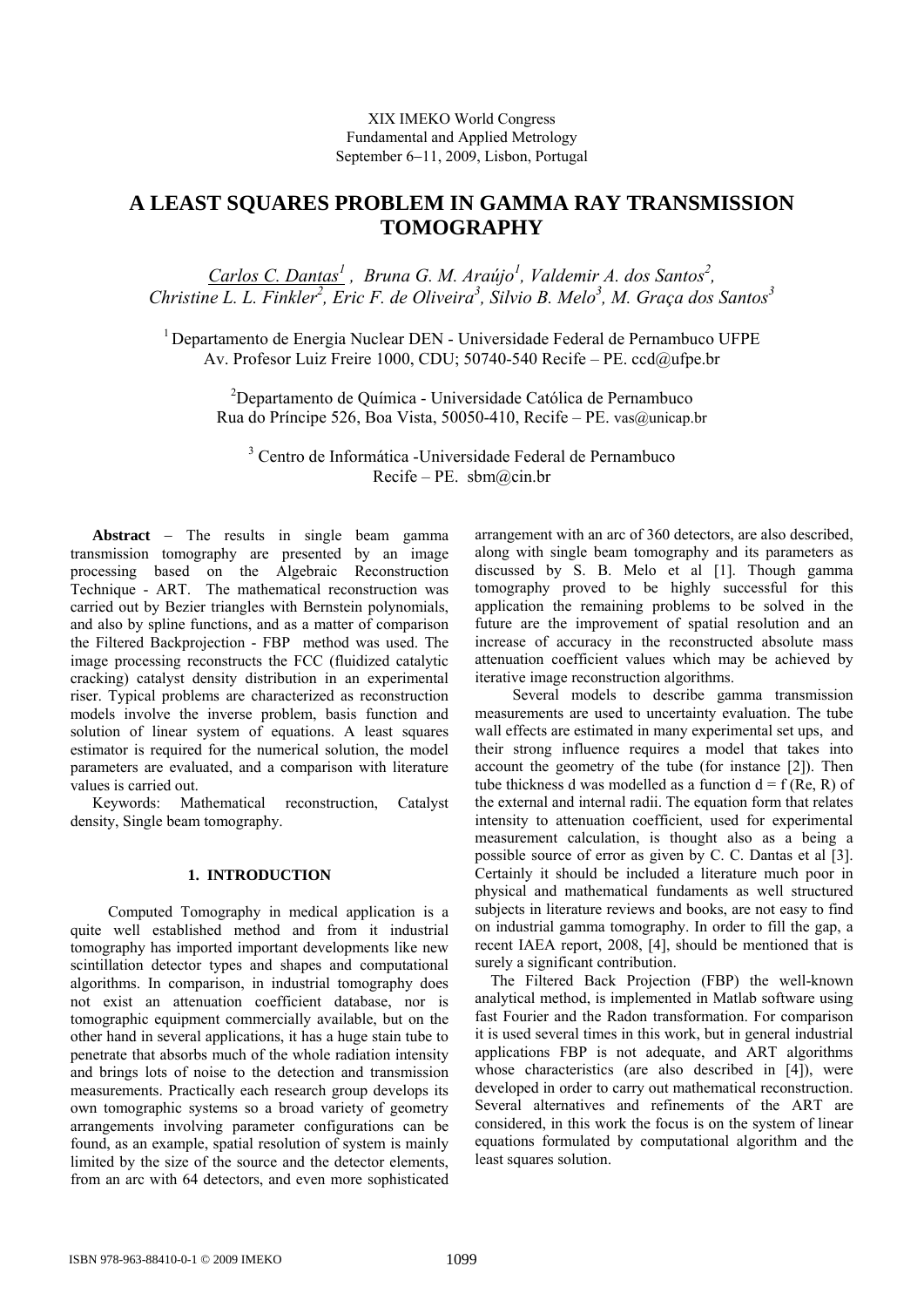XIX IMEKO World Congress
Fundamental and Applied Metrology
September 6−11, 2009, Lisbon, Portugal

# A LEAST SQUARES PROBLEM IN GAMMA RAY TRANSMISSION TOMOGRAPHY

*Carlos C. Dantas[1], Bruna G. M. Araújo[1], Valdemir A. dos Santos[2], Christine L. L. Finkler[2], Eric F. de Oliveira[3], Silvio B. Melo[3], M. Graça dos Santos[3]*

[1] Departamento de Energia Nuclear DEN - Universidade Federal de Pernambuco UFPE
Av. Profesor Luiz Freire 1000, CDU; 50740-540 Recife – PE. ccd@ufpe.br

[2]Departamento de Química - Universidade Católica de Pernambuco
Rua do Príncipe 526, Boa Vista, 50050-410, Recife – PE. vas@unicap.br

[3] Centro de Informática -Universidade Federal de Pernambuco
Recife – PE. sbm@cin.br

**Abstract** − The results in single beam gamma transmission tomography are presented by an image processing based on the Algebraic Reconstruction Technique - ART. The mathematical reconstruction was carried out by Bezier triangles with Bernstein polynomials, and also by spline functions, and as a matter of comparison the Filtered Backprojection - FBP method was used. The image processing reconstructs the FCC (fluidized catalytic cracking) catalyst density distribution in an experimental riser. Typical problems are characterized as reconstruction models involve the inverse problem, basis function and solution of linear system of equations. A least squares estimator is required for the numerical solution, the model parameters are evaluated, and a comparison with literature values is carried out.

Keywords: Mathematical reconstruction, Catalyst density, Single beam tomography.

## 1. INTRODUCTION

Computed Tomography in medical application is a quite well established method and from it industrial tomography has imported important developments like new scintillation detector types and shapes and computational algorithms. In comparison, in industrial tomography does not exist an attenuation coefficient database, nor is tomographic equipment commercially available, but on the other hand in several applications, it has a huge stain tube to penetrate that absorbs much of the whole radiation intensity and brings lots of noise to the detection and transmission measurements. Practically each research group develops its own tomographic systems so a broad variety of geometry arrangements involving parameter configurations can be found, as an example, spatial resolution of system is mainly limited by the size of the source and the detector elements, from an arc with 64 detectors, and even more sophisticated arrangement with an arc of 360 detectors, are also described, along with single beam tomography and its parameters as discussed by S. B. Melo et al [1]. Though gamma tomography proved to be highly successful for this application the remaining problems to be solved in the future are the improvement of spatial resolution and an increase of accuracy in the reconstructed absolute mass attenuation coefficient values which may be achieved by iterative image reconstruction algorithms.

Several models to describe gamma transmission measurements are used to uncertainty evaluation. The tube wall effects are estimated in many experimental set ups, and their strong influence requires a model that takes into account the geometry of the tube (for instance [2]). Then tube thickness d was modelled as a function d = f (Re, R) of the external and internal radii. The equation form that relates intensity to attenuation coefficient, used for experimental measurement calculation, is thought also as being a possible source of error as given by C. C. Dantas et al [3]. Certainly it should be included a literature much poor in physical and mathematical fundaments as well structured subjects in literature reviews and books, are not easy to find on industrial gamma tomography. In order to fill the gap, a recent IAEA report, 2008, [4], should be mentioned that is surely a significant contribution.

The Filtered Back Projection (FBP) the well-known analytical method, is implemented in Matlab software using fast Fourier and the Radon transformation. For comparison it is used several times in this work, but in general industrial applications FBP is not adequate, and ART algorithms whose characteristics (are also described in [4]), were developed in order to carry out mathematical reconstruction. Several alternatives and refinements of the ART are considered, in this work the focus is on the system of linear equations formulated by computational algorithm and the least squares solution.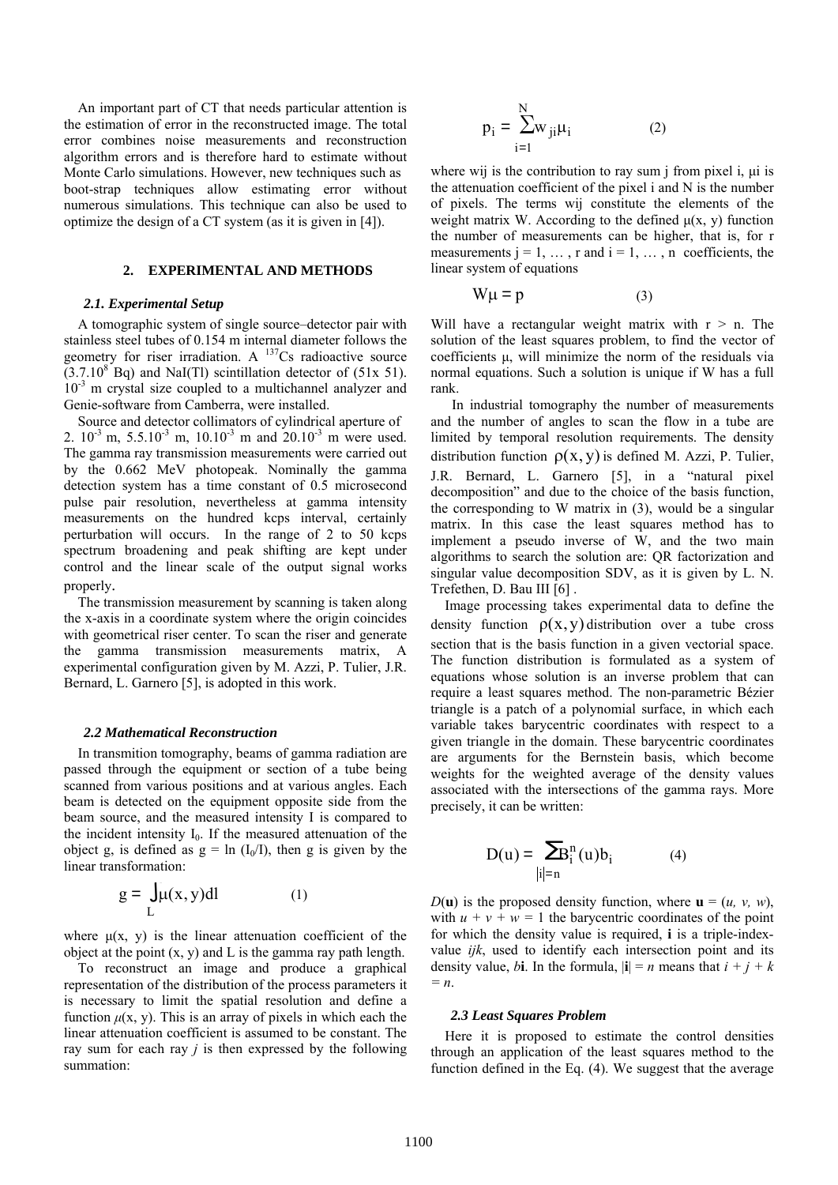An important part of CT that needs particular attention is the estimation of error in the reconstructed image. The total error combines noise measurements and reconstruction algorithm errors and is therefore hard to estimate without Monte Carlo simulations. However, new techniques such as boot-strap techniques allow estimating error without numerous simulations. This technique can also be used to optimize the design of a CT system (as it is given in [4]).

## 2. EXPERIMENTAL AND METHODS

### *2.1. Experimental Setup*

A tomographic system of single source–detector pair with stainless steel tubes of 0.154 m internal diameter follows the geometry for riser irradiation. A $^{137}Cs$ radioactive source ($3.7.10^{8}$ Bq) and NaI(Tl) scintillation detector of (51x 51). $10^{-3}$ m crystal size coupled to a multichannel analyzer and Genie-software from Camberra, were installed.

Source and detector collimators of cylindrical aperture of 2. $10^{-3}$ m, $5.5.10^{-3}$ m, $10.10^{-3}$ m and $20.10^{-3}$ m were used. The gamma ray transmission measurements were carried out by the 0.662 MeV photopeak. Nominally the gamma detection system has a time constant of 0.5 microsecond pulse pair resolution, nevertheless at gamma intensity measurements on the hundred kcps interval, certainly perturbation will occurs. In the range of 2 to 50 kcps spectrum broadening and peak shifting are kept under control and the linear scale of the output signal works properly.

The transmission measurement by scanning is taken along the x-axis in a coordinate system where the origin coincides with geometrical riser center. To scan the riser and generate the gamma transmission measurements matrix, A experimental configuration given by M. Azzi, P. Tulier, J.R. Bernard, L. Garnero [5], is adopted in this work.

### *2.2 Mathematical Reconstruction*

In transmition tomography, beams of gamma radiation are passed through the equipment or section of a tube being scanned from various positions and at various angles. Each beam is detected on the equipment opposite side from the beam source, and the measured intensity I is compared to the incident intensity $I_0$. If the measured attenuation of the object g, is defined as $g = \ln (I_0/I)$, then g is given by the linear transformation:

$$g = \int_L \mu(x, y)dl \qquad (1)$$

where $\mu(x, y)$ is the linear attenuation coefficient of the object at the point (x, y) and L is the gamma ray path length.

To reconstruct an image and produce a graphical representation of the distribution of the process parameters it is necessary to limit the spatial resolution and define a function $\mu(x, y)$. This is an array of pixels in which each the linear attenuation coefficient is assumed to be constant. The ray sum for each ray *j* is then expressed by the following summation:

$$p_i = \sum_{i=1}^{N} w_{ji}\mu_i \qquad (2)$$

where wij is the contribution to ray sum j from pixel i, μi is the attenuation coefficient of the pixel i and N is the number of pixels. The terms wij constitute the elements of the weight matrix W. According to the defined $\mu(x, y)$ function the number of measurements can be higher, that is, for r measurements $j = 1, \dots, r$ and $i = 1, \dots, n$ coefficients, the linear system of equations

$$W\mu = p \qquad (3)$$

Will have a rectangular weight matrix with $r > n$. The solution of the least squares problem, to find the vector of coefficients μ, will minimize the norm of the residuals via normal equations. Such a solution is unique if W has a full rank.

In industrial tomography the number of measurements and the number of angles to scan the flow in a tube are limited by temporal resolution requirements. The density distribution function $\rho(x, y)$ is defined M. Azzi, P. Tulier, J.R. Bernard, L. Garnero [5], in a "natural pixel decomposition" and due to the choice of the basis function, the corresponding to W matrix in (3), would be a singular matrix. In this case the least squares method has to implement a pseudo inverse of W, and the two main algorithms to search the solution are: QR factorization and singular value decomposition SDV, as it is given by L. N. Trefethen, D. Bau III [6] .

Image processing takes experimental data to define the density function $\rho(x, y)$ distribution over a tube cross section that is the basis function in a given vectorial space. The function distribution is formulated as a system of equations whose solution is an inverse problem that can require a least squares method. The non-parametric Bézier triangle is a patch of a polynomial surface, in which each variable takes barycentric coordinates with respect to a given triangle in the domain. These barycentric coordinates are arguments for the Bernstein basis, which become weights for the weighted average of the density values associated with the intersections of the gamma rays. More precisely, it can be written:

$$D(u) = \sum_{|i|=n} B_i^n(u)b_i \qquad (4)$$

*D*(**u**) is the proposed density function, where **u** = (*u, v, w*), with $u + v + w = 1$ the barycentric coordinates of the point for which the density value is required, **i** is a triple-index-value *ijk*, used to identify each intersection point and its density value, *b***i**. In the formula, |**i**| = *n* means that $i + j + k = n$.

### *2.3 Least Squares Problem*

Here it is proposed to estimate the control densities through an application of the least squares method to the function defined in the Eq. (4). We suggest that the average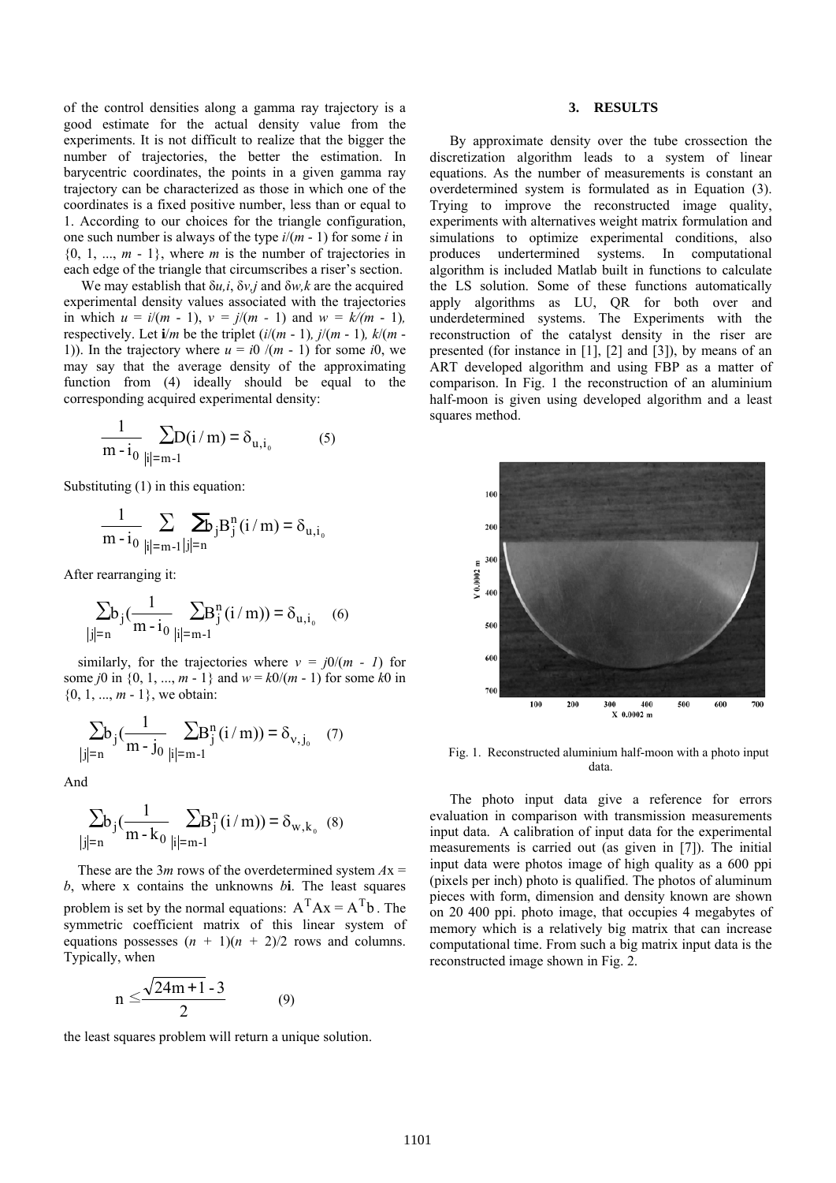of the control densities along a gamma ray trajectory is a good estimate for the actual density value from the experiments. It is not difficult to realize that the bigger the number of trajectories, the better the estimation. In barycentric coordinates, the points in a given gamma ray trajectory can be characterized as those in which one of the coordinates is a fixed positive number, less than or equal to 1. According to our choices for the triangle configuration, one such number is always of the type $i/(m-1)$ for some $i$ in $\{0, 1, ..., m-1\}$, where $m$ is the number of trajectories in each edge of the triangle that circumscribes a riser's section.

We may establish that $\delta u,i$, $\delta v,j$ and $\delta w,k$ are the acquired experimental density values associated with the trajectories in which $u = i/(m-1)$, $v = j/(m-1)$ and $w = k/(m-1)$, respectively. Let $\mathbf{i}/m$ be the triplet $(i/(m-1), j/(m-1), k/(m-1))$. In the trajectory where $u = i0/(m-1)$ for some $i0$, we may say that the average density of the approximating function from (4) ideally should be equal to the corresponding acquired experimental density:

$$\frac{1}{m-i_0}\sum_{|i|=m-1} D(i/m) = \delta_{u,i_0} \qquad (5)$$

Substituting (1) in this equation:

$$\frac{1}{m-i_0}\sum_{|i|=m-1}\sum_{|j|=n} b_j B_j^n(i/m) = \delta_{u,i_0}$$

After rearranging it:

$$\sum_{|j|=n} b_j \Big(\frac{1}{m-i_0}\sum_{|i|=m-1} B_j^n(i/m)\Big) = \delta_{u,i_0} \qquad (6)$$

similarly, for the trajectories where $v = j0/(m-1)$ for some $j0$ in $\{0, 1, ..., m-1\}$ and $w = k0/(m-1)$ for some $k0$ in $\{0, 1, ..., m-1\}$, we obtain:

$$\sum_{|j|=n} b_j \Big(\frac{1}{m-j_0}\sum_{|i|=m-1} B_j^n(i/m)\Big) = \delta_{v,j_0} \qquad (7)$$

And

$$\sum_{|j|=n} b_j \Big(\frac{1}{m-k_0}\sum_{|i|=m-1} B_j^n(i/m)\Big) = \delta_{w,k_0} \qquad (8)$$

These are the $3m$ rows of the overdetermined system $Ax = b$, where x contains the unknowns $b\mathbf{i}$. The least squares problem is set by the normal equations: $A^T Ax = A^T b$. The symmetric coefficient matrix of this linear system of equations possesses $(n+1)(n+2)/2$ rows and columns. Typically, when

$$n \le \frac{\sqrt{24m+1}-3}{2} \qquad (9)$$

the least squares problem will return a unique solution.

## 3. RESULTS

By approximate density over the tube crossection the discretization algorithm leads to a system of linear equations. As the number of measurements is constant an overdetermined system is formulated as in Equation (3). Trying to improve the reconstructed image quality, experiments with alternatives weight matrix formulation and simulations to optimize experimental conditions, also produces undertermined systems. In computational algorithm is included Matlab built in functions to calculate the LS solution. Some of these functions automatically apply algorithms as LU, QR for both over and underdetermined systems. The Experiments with the reconstruction of the catalyst density in the riser are presented (for instance in [1], [2] and [3]), by means of an ART developed algorithm and using FBP as a matter of comparison. In Fig. 1 the reconstruction of an aluminium half-moon is given using developed algorithm and a least squares method.

Fig. 1. Reconstructed aluminium half-moon with a photo input data.

The photo input data give a reference for errors evaluation in comparison with transmission measurements input data. A calibration of input data for the experimental measurements is carried out (as given in [7]). The initial input data were photos image of high quality as a 600 ppi (pixels per inch) photo is qualified. The photos of aluminum pieces with form, dimension and density known are shown on 20 400 ppi. photo image, that occupies 4 megabytes of memory which is a relatively big matrix that can increase computational time. From such a big matrix input data is the reconstructed image shown in Fig. 2.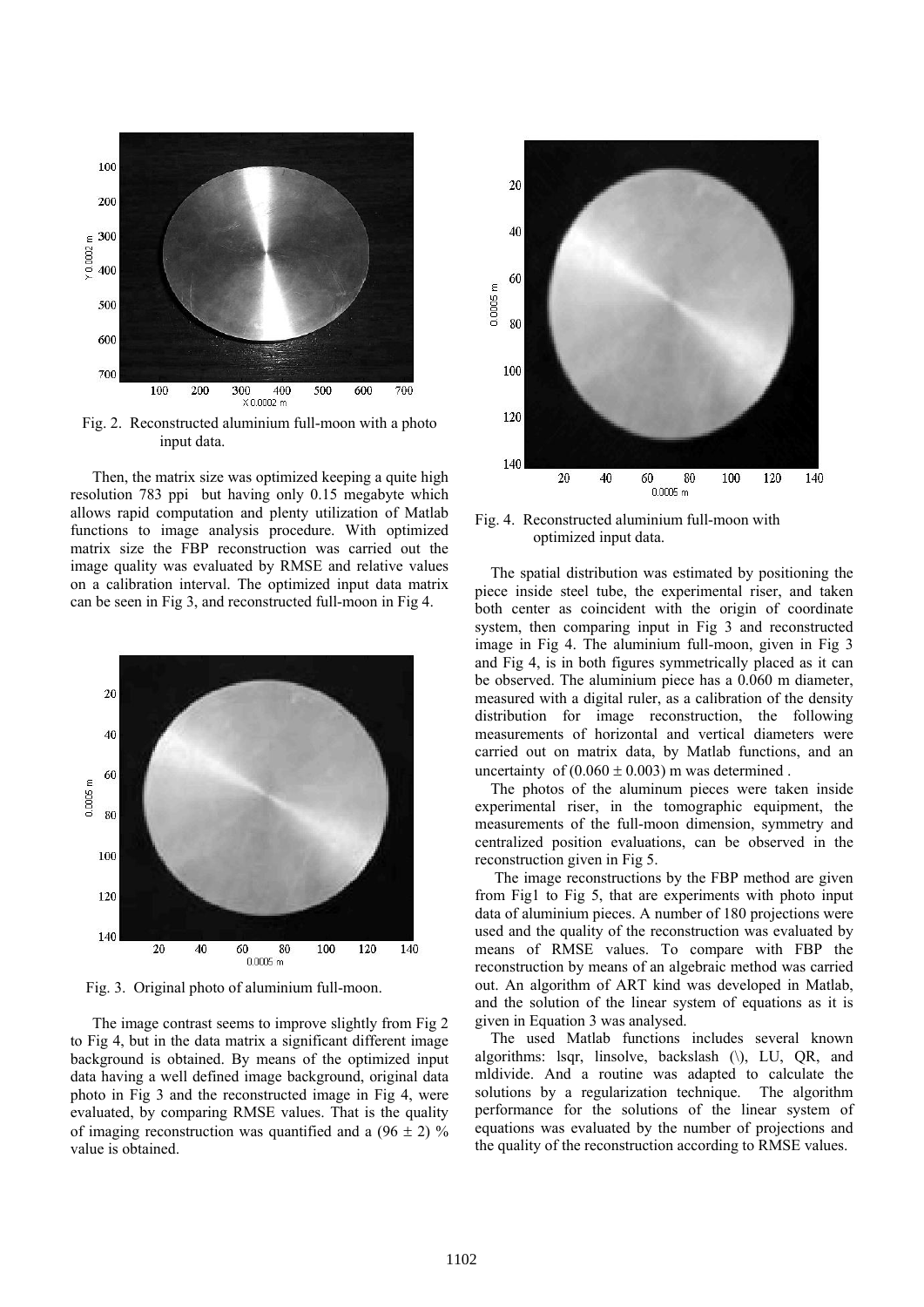Fig. 2. Reconstructed aluminium full-moon with a photo input data.

Then, the matrix size was optimized keeping a quite high resolution 783 ppi but having only 0.15 megabyte which allows rapid computation and plenty utilization of Matlab functions to image analysis procedure. With optimized matrix size the FBP reconstruction was carried out the image quality was evaluated by RMSE and relative values on a calibration interval. The optimized input data matrix can be seen in Fig 3, and reconstructed full-moon in Fig 4.

Fig. 3. Original photo of aluminium full-moon.

The image contrast seems to improve slightly from Fig 2 to Fig 4, but in the data matrix a significant different image background is obtained. By means of the optimized input data having a well defined image background, original data photo in Fig 3 and the reconstructed image in Fig 4, were evaluated, by comparing RMSE values. That is the quality of imaging reconstruction was quantified and a $(96 \pm 2)$ % value is obtained.

Fig. 4. Reconstructed aluminium full-moon with optimized input data.

The spatial distribution was estimated by positioning the piece inside steel tube, the experimental riser, and taken both center as coincident with the origin of coordinate system, then comparing input in Fig 3 and reconstructed image in Fig 4. The aluminium full-moon, given in Fig 3 and Fig 4, is in both figures symmetrically placed as it can be observed. The aluminium piece has a 0.060 m diameter, measured with a digital ruler, as a calibration of the density distribution for image reconstruction, the following measurements of horizontal and vertical diameters were carried out on matrix data, by Matlab functions, and an uncertainty of $(0.060 \pm 0.003)$ m was determined .

The photos of the aluminum pieces were taken inside experimental riser, in the tomographic equipment, the measurements of the full-moon dimension, symmetry and centralized position evaluations, can be observed in the reconstruction given in Fig 5.

The image reconstructions by the FBP method are given from Fig1 to Fig 5, that are experiments with photo input data of aluminium pieces. A number of 180 projections were used and the quality of the reconstruction was evaluated by means of RMSE values. To compare with FBP the reconstruction by means of an algebraic method was carried out. An algorithm of ART kind was developed in Matlab, and the solution of the linear system of equations as it is given in Equation 3 was analysed.

The used Matlab functions includes several known algorithms: lsqr, linsolve, backslash (\), LU, QR, and mldivide. And a routine was adapted to calculate the solutions by a regularization technique. The algorithm performance for the solutions of the linear system of equations was evaluated by the number of projections and the quality of the reconstruction according to RMSE values.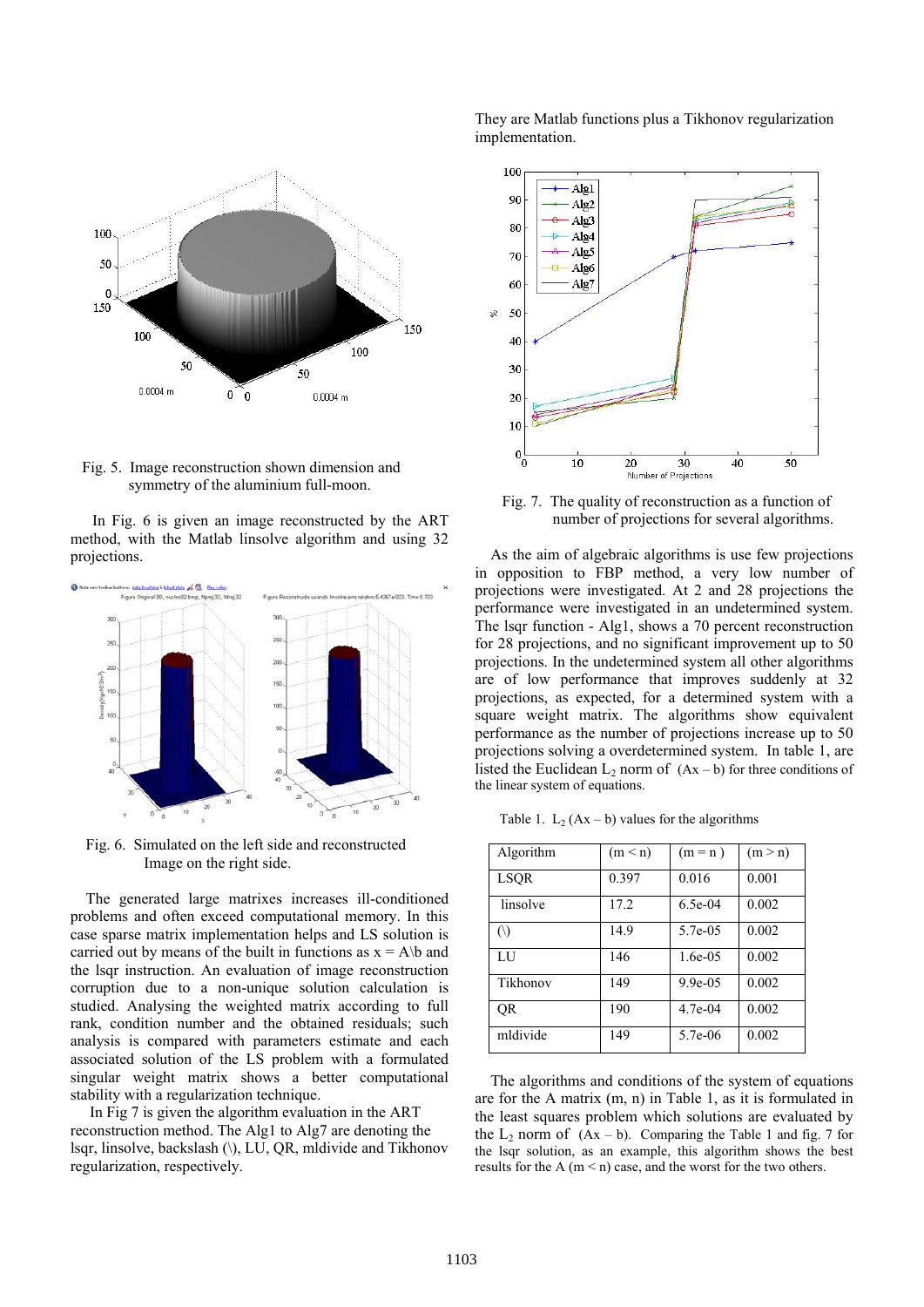Fig. 5. Image reconstruction shown dimension and symmetry of the aluminium full-moon.

In Fig. 6 is given an image reconstructed by the ART method, with the Matlab linsolve algorithm and using 32 projections.

Fig. 6. Simulated on the left side and reconstructed Image on the right side.

The generated large matrixes increases ill-conditioned problems and often exceed computational memory. In this case sparse matrix implementation helps and LS solution is carried out by means of the built in functions as x = A\b and the lsqr instruction. An evaluation of image reconstruction corruption due to a non-unique solution calculation is studied. Analysing the weighted matrix according to full rank, condition number and the obtained residuals; such analysis is compared with parameters estimate and each associated solution of the LS problem with a formulated singular weight matrix shows a better computational stability with a regularization technique.

In Fig 7 is given the algorithm evaluation in the ART reconstruction method. The Alg1 to Alg7 are denoting the lsqr, linsolve, backslash (\), LU, QR, mldivide and Tikhonov regularization, respectively.

They are Matlab functions plus a Tikhonov regularization implementation.

Fig. 7. The quality of reconstruction as a function of number of projections for several algorithms.

As the aim of algebraic algorithms is use few projections in opposition to FBP method, a very low number of projections were investigated. At 2 and 28 projections the performance were investigated in an undetermined system. The lsqr function - Alg1, shows a 70 percent reconstruction for 28 projections, and no significant improvement up to 50 projections. In the undetermined system all other algorithms are of low performance that improves suddenly at 32 projections, as expected, for a determined system with a square weight matrix. The algorithms show equivalent performance as the number of projections increase up to 50 projections solving a overdetermined system. In table 1, are listed the Euclidean $L_2$ norm of $(Ax - b)$ for three conditions of the linear system of equations.

Table 1. $L_2$ $(Ax - b)$ values for the algorithms

| Algorithm | $(m < n)$ | $(m = n)$ | $(m > n)$ |
|---|---|---|---|
| LSQR | 0.397 | 0.016 | 0.001 |
| linsolve | 17.2 | 6.5e-04 | 0.002 |
| (\) | 14.9 | 5.7e-05 | 0.002 |
| LU | 146 | 1.6e-05 | 0.002 |
| Tikhonov | 149 | 9.9e-05 | 0.002 |
| QR | 190 | 4.7e-04 | 0.002 |
| mldivide | 149 | 5.7e-06 | 0.002 |

The algorithms and conditions of the system of equations are for the A matrix (m, n) in Table 1, as it is formulated in the least squares problem which solutions are evaluated by the $L_2$ norm of $(Ax - b)$. Comparing the Table 1 and fig. 7 for the lsqr solution, as an example, this algorithm shows the best results for the A $(m < n)$ case, and the worst for the two others.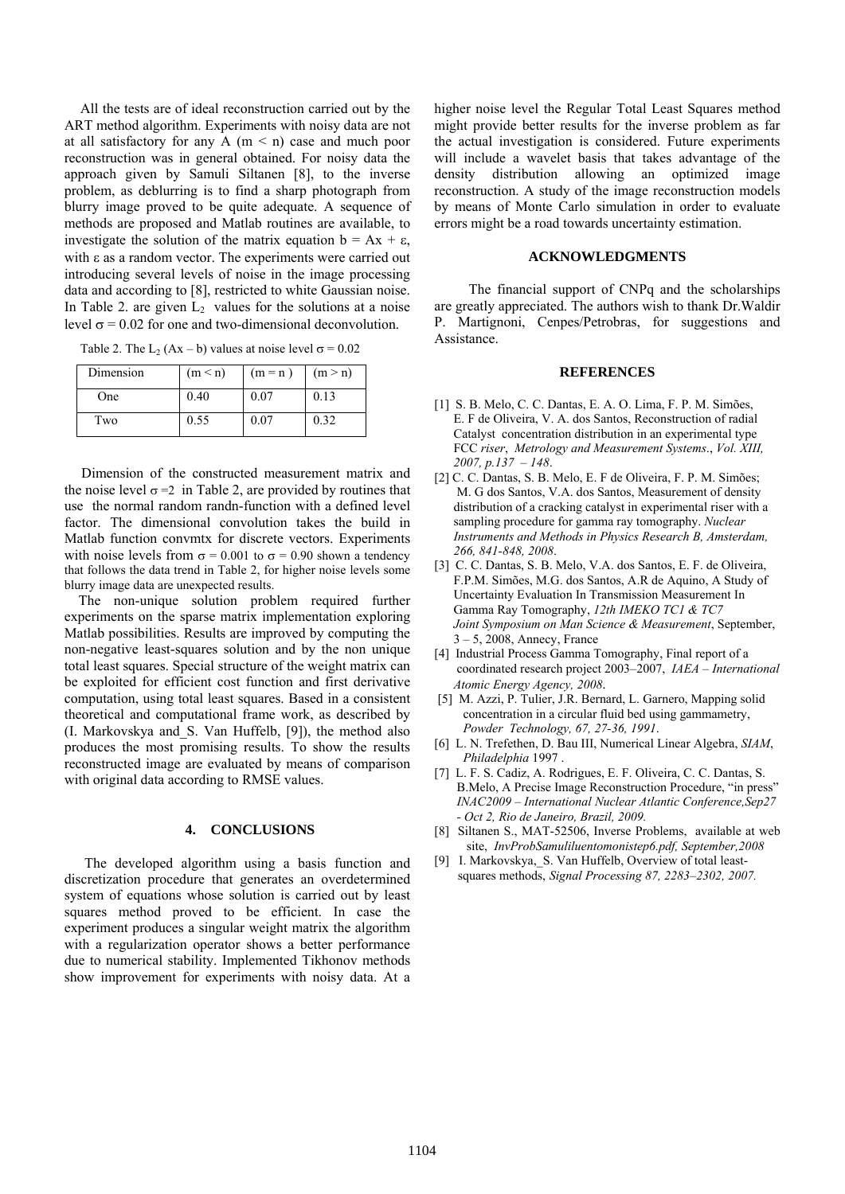All the tests are of ideal reconstruction carried out by the ART method algorithm. Experiments with noisy data are not at all satisfactory for any A ($m < n$) case and much poor reconstruction was in general obtained. For noisy data the approach given by Samuli Siltanen [8], to the inverse problem, as deblurring is to find a sharp photograph from blurry image proved to be quite adequate. A sequence of methods are proposed and Matlab routines are available, to investigate the solution of the matrix equation $b = Ax + \varepsilon$, with $\varepsilon$ as a random vector. The experiments were carried out introducing several levels of noise in the image processing data and according to [8], restricted to white Gaussian noise. In Table 2. are given $L_2$ values for the solutions at a noise level $\sigma = 0.02$ for one and two-dimensional deconvolution.

Table 2. The $L_2$ (Ax – b) values at noise level $\sigma = 0.02$

| Dimension | ($m < n$) | ($m = n$) | ($m > n$) |
|---|---|---|---|
| One | 0.40 | 0.07 | 0.13 |
| Two | 0.55 | 0.07 | 0.32 |

Dimension of the constructed measurement matrix and the noise level $\sigma = 2$ in Table 2, are provided by routines that use the normal random randn-function with a defined level factor. The dimensional convolution takes the build in Matlab function convmtx for discrete vectors. Experiments with noise levels from $\sigma = 0.001$ to $\sigma = 0.90$ shown a tendency that follows the data trend in Table 2, for higher noise levels some blurry image data are unexpected results.

The non-unique solution problem required further experiments on the sparse matrix implementation exploring Matlab possibilities. Results are improved by computing the non-negative least-squares solution and by the non unique total least squares. Special structure of the weight matrix can be exploited for efficient cost function and first derivative computation, using total least squares. Based in a consistent theoretical and computational frame work, as described by (I. Markovskya and_S. Van Huffelb, [9]), the method also produces the most promising results. To show the results reconstructed image are evaluated by means of comparison with original data according to RMSE values.

## 4. CONCLUSIONS

The developed algorithm using a basis function and discretization procedure that generates an overdetermined system of equations whose solution is carried out by least squares method proved to be efficient. In case the experiment produces a singular weight matrix the algorithm with a regularization operator shows a better performance due to numerical stability. Implemented Tikhonov methods show improvement for experiments with noisy data. At a higher noise level the Regular Total Least Squares method might provide better results for the inverse problem as far the actual investigation is considered. Future experiments will include a wavelet basis that takes advantage of the density distribution allowing an optimized image reconstruction. A study of the image reconstruction models by means of Monte Carlo simulation in order to evaluate errors might be a road towards uncertainty estimation.

## ACKNOWLEDGMENTS

The financial support of CNPq and the scholarships are greatly appreciated. The authors wish to thank Dr.Waldir P. Martignoni, Cenpes/Petrobras, for suggestions and Assistance.

## REFERENCES

[1] S. B. Melo, C. C. Dantas, E. A. O. Lima, F. P. M. Simões, E. F de Oliveira, V. A. dos Santos, Reconstruction of radial Catalyst concentration distribution in an experimental type FCC *riser*, *Metrology and Measurement Systems*., *Vol. XIII, 2007, p.137 – 148*.

[2] C. C. Dantas, S. B. Melo, E. F de Oliveira, F. P. M. Simões; M. G dos Santos, V.A. dos Santos, Measurement of density distribution of a cracking catalyst in experimental riser with a sampling procedure for gamma ray tomography. *Nuclear Instruments and Methods in Physics Research B, Amsterdam, 266, 841-848, 2008*.

[3] C. C. Dantas, S. B. Melo, V.A. dos Santos, E. F. de Oliveira, F.P.M. Simões, M.G. dos Santos, A.R de Aquino, A Study of Uncertainty Evaluation In Transmission Measurement In Gamma Ray Tomography, *12th IMEKO TC1 & TC7 Joint Symposium on Man Science & Measurement*, September, 3 – 5, 2008, Annecy, France

[4] Industrial Process Gamma Tomography, Final report of a coordinated research project 2003–2007, *IAEA – International Atomic Energy Agency, 2008*.

[5] M. Azzi, P. Tulier, J.R. Bernard, L. Garnero, Mapping solid concentration in a circular fluid bed using gammametry, *Powder Technology, 67, 27-36, 1991*.

[6] L. N. Trefethen, D. Bau III, Numerical Linear Algebra, *SIAM*, *Philadelphia* 1997 .

[7] L. F. S. Cadiz, A. Rodrigues, E. F. Oliveira, C. C. Dantas, S. B.Melo, A Precise Image Reconstruction Procedure, "in press" *INAC2009 – International Nuclear Atlantic Conference,Sep27 - Oct 2, Rio de Janeiro, Brazil, 2009.*

[8] Siltanen S., MAT-52506, Inverse Problems, available at web site, *InvProbSamuliluentomonistep6.pdf, September,2008*

[9] I. Markovskya,_S. Van Huffelb, Overview of total least-squares methods, *Signal Processing 87, 2283–2302, 2007.*